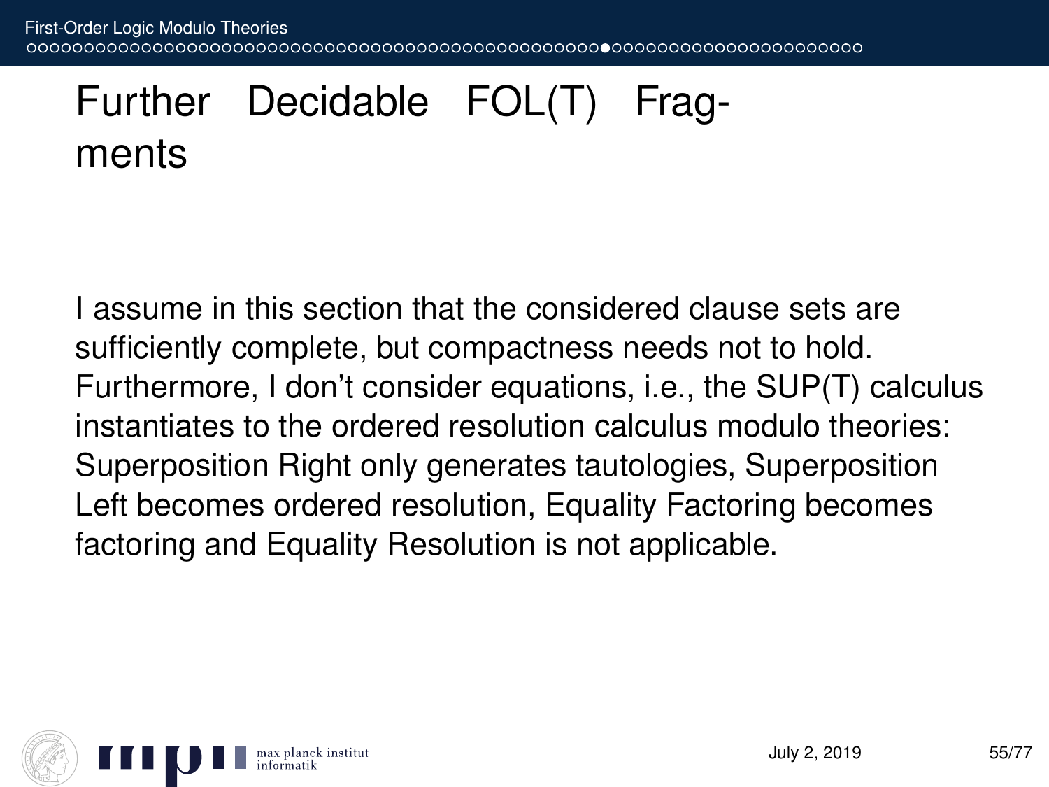# Further Decidable FOL(T) Fragments

I assume in this section that the considered clause sets are sufficiently complete, but compactness needs not to hold. Furthermore, I don't consider equations, i.e., the SUP(T) calculus instantiates to the ordered resolution calculus modulo theories: Superposition Right only generates tautologies, Superposition Left becomes ordered resolution, Equality Factoring becomes factoring and Equality Resolution is not applicable.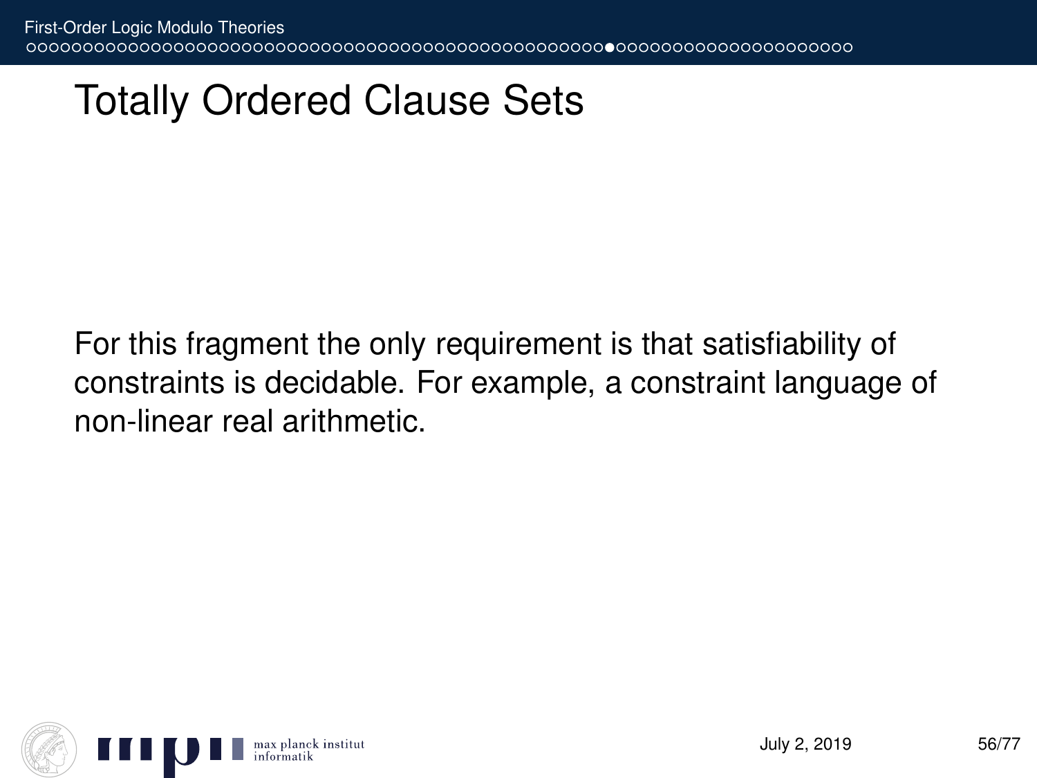# Totally Ordered Clause Sets

For this fragment the only requirement is that satisfiability of constraints is decidable. For example, a constraint language of non-linear real arithmetic.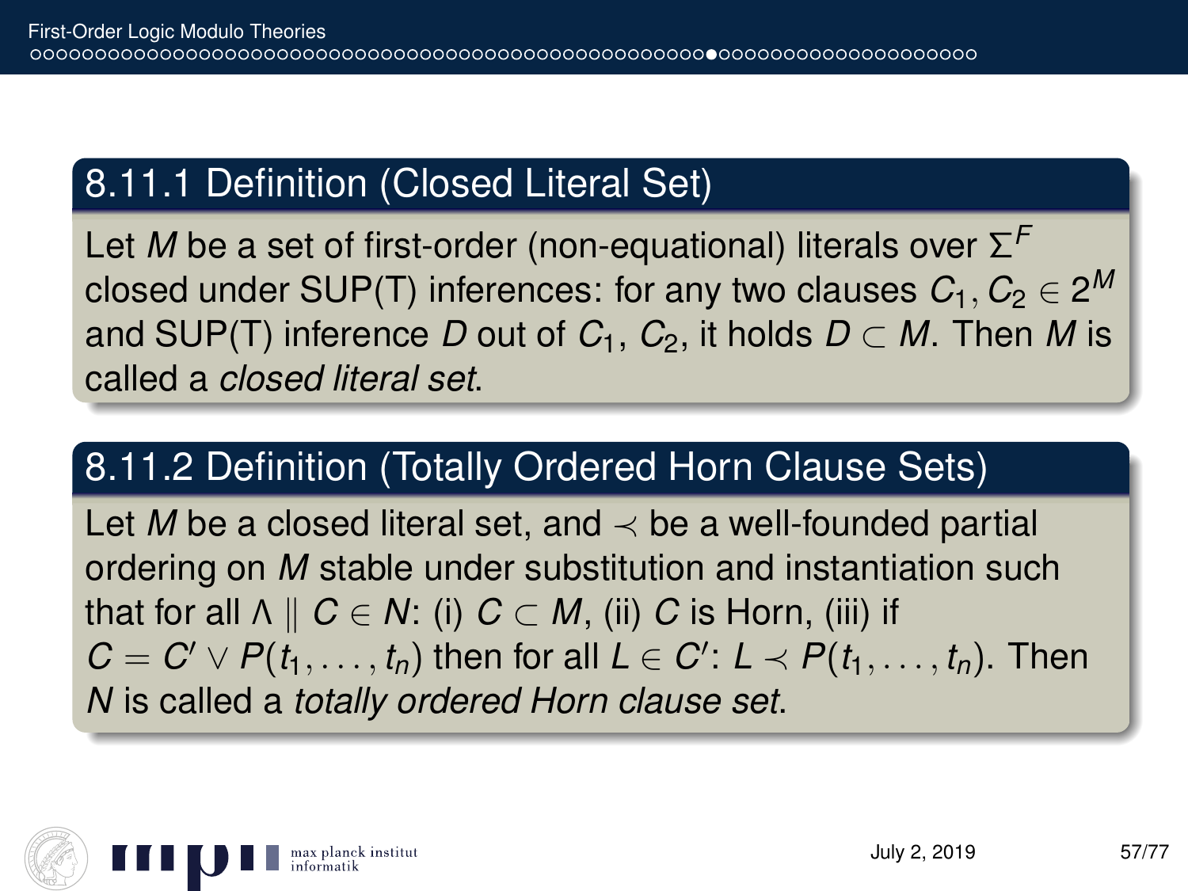### 8.11.1 Definition (Closed Literal Set)

Let $M$ be a set of first-order (non-equational) literals over $\Sigma^F$ closed under SUP(T) inferences: for any two clauses $C_1, C_2 \in 2^M$ and SUP(T) inference $D$ out of $C_1$, $C_2$, it holds $D \subset M$. Then $M$ is called a *closed literal set*.

### 8.11.2 Definition (Totally Ordered Horn Clause Sets)

Let $M$ be a closed literal set, and $\prec$ be a well-founded partial ordering on $M$ stable under substitution and instantiation such that for all $\Lambda \parallel C \in N$: (i) $C \subset M$, (ii) $C$ is Horn, (iii) if $C = C' \vee P(t_1, \ldots, t_n)$ then for all $L \in C'$: $L \prec P(t_1, \ldots, t_n)$. Then $N$ is called a *totally ordered Horn clause set*.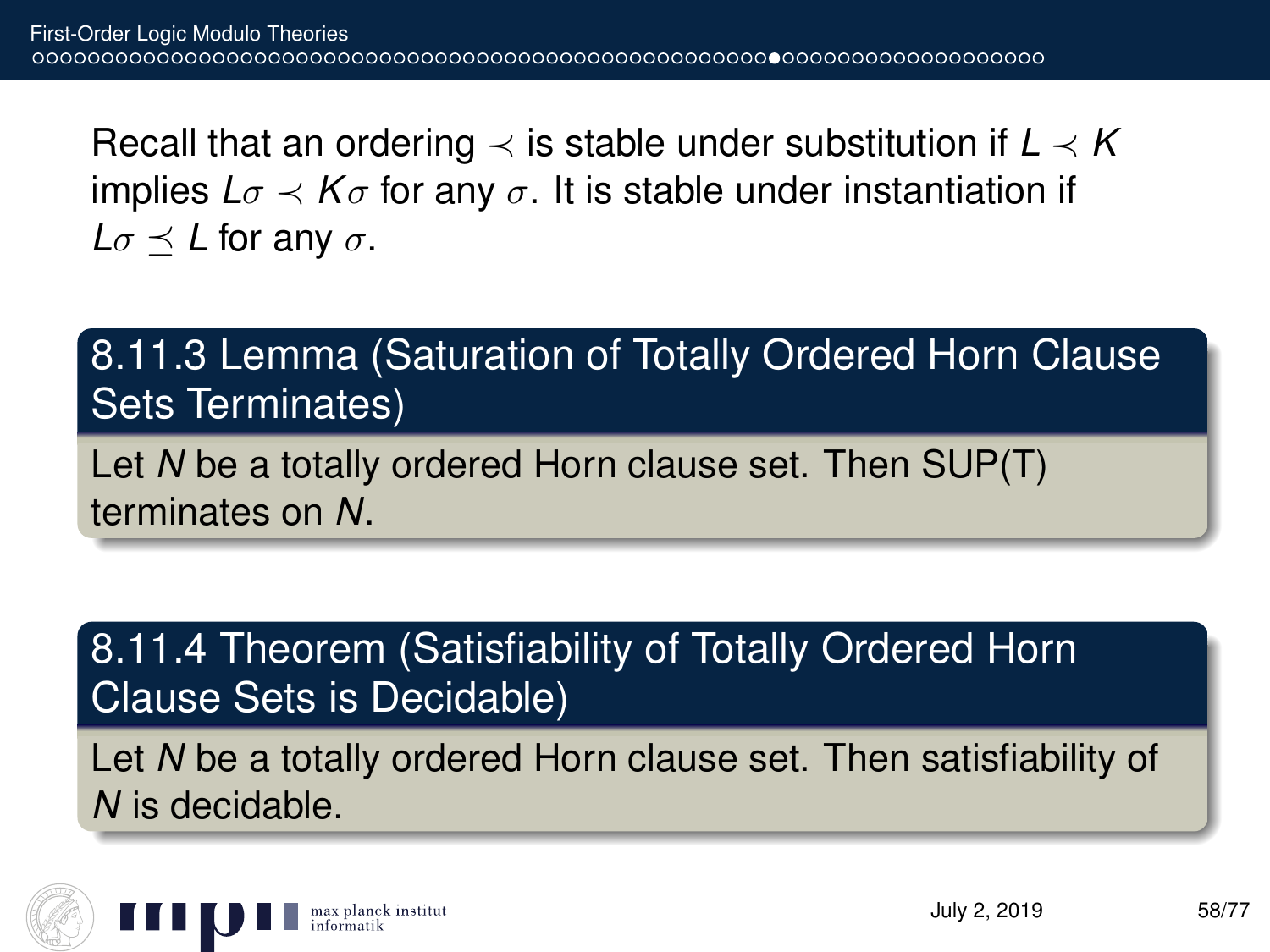Recall that an ordering $\prec$ is stable under substitution if $L \prec K$ implies $L\sigma \prec K\sigma$ for any $\sigma$. It is stable under instantiation if $L\sigma \preceq L$ for any $\sigma$.

**8.11.3 Lemma (Saturation of Totally Ordered Horn Clause Sets Terminates)**

Let $N$ be a totally ordered Horn clause set. Then SUP(T) terminates on $N$.

**8.11.4 Theorem (Satisfiability of Totally Ordered Horn Clause Sets is Decidable)**

Let $N$ be a totally ordered Horn clause set. Then satisfiability of $N$ is decidable.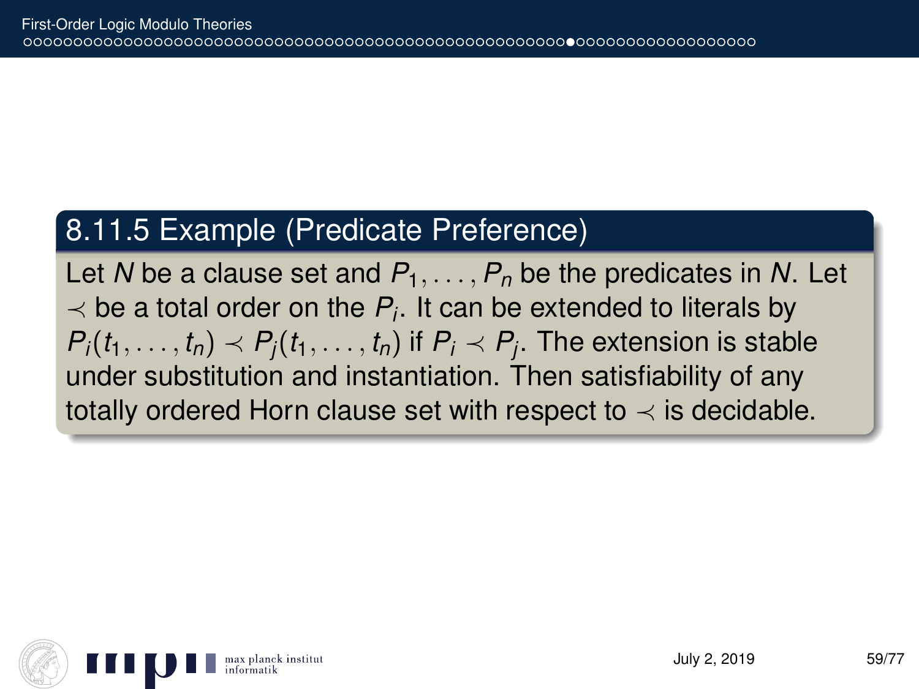### 8.11.5 Example (Predicate Preference)

Let $N$ be a clause set and $P_1, \ldots, P_n$ be the predicates in $N$. Let $\prec$ be a total order on the $P_i$. It can be extended to literals by $P_i(t_1, \ldots, t_n) \prec P_j(t_1, \ldots, t_n)$ if $P_i \prec P_j$. The extension is stable under substitution and instantiation. Then satisfiability of any totally ordered Horn clause set with respect to $\prec$ is decidable.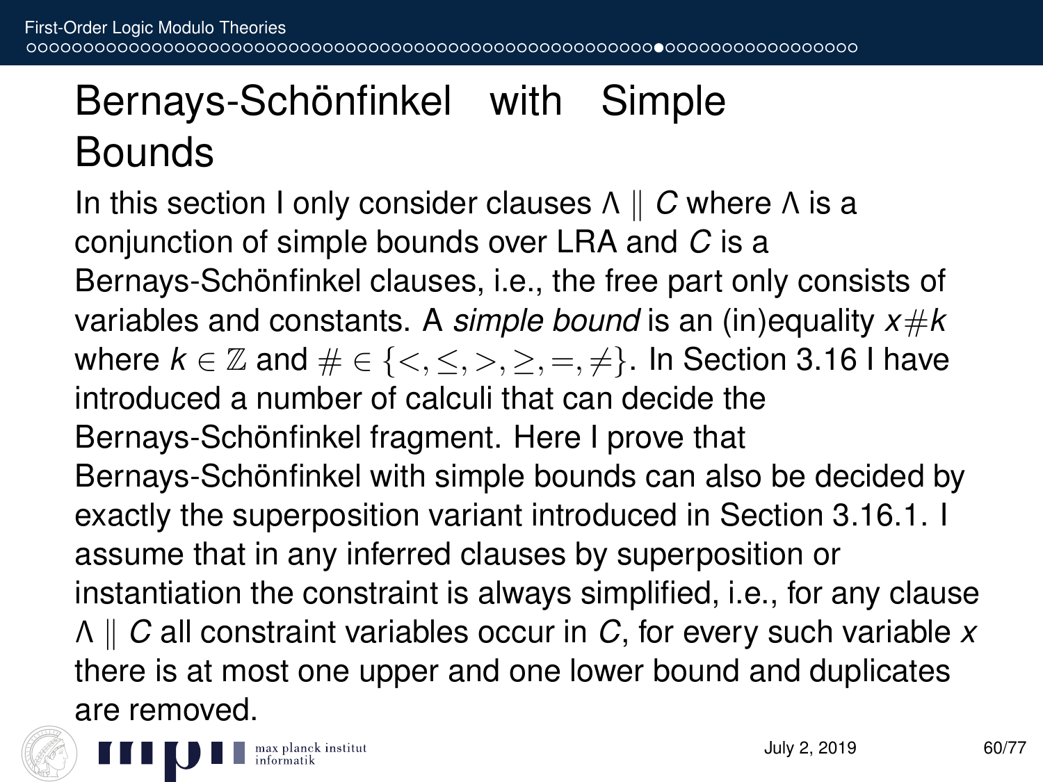# Bernays-Schönfinkel with Simple Bounds

In this section I only consider clauses $\Lambda \parallel C$ where $\Lambda$ is a conjunction of simple bounds over LRA and $C$ is a Bernays-Schönfinkel clauses, i.e., the free part only consists of variables and constants. A *simple bound* is an (in)equality $x \# k$ where $k \in \mathbb{Z}$ and $\# \in \{<, \leq, >, \geq, =, \neq\}$. In Section 3.16 I have introduced a number of calculi that can decide the Bernays-Schönfinkel fragment. Here I prove that Bernays-Schönfinkel with simple bounds can also be decided by exactly the superposition variant introduced in Section 3.16.1. I assume that in any inferred clauses by superposition or instantiation the constraint is always simplified, i.e., for any clause $\Lambda \parallel C$ all constraint variables occur in $C$, for every such variable $x$ there is at most one upper and one lower bound and duplicates are removed.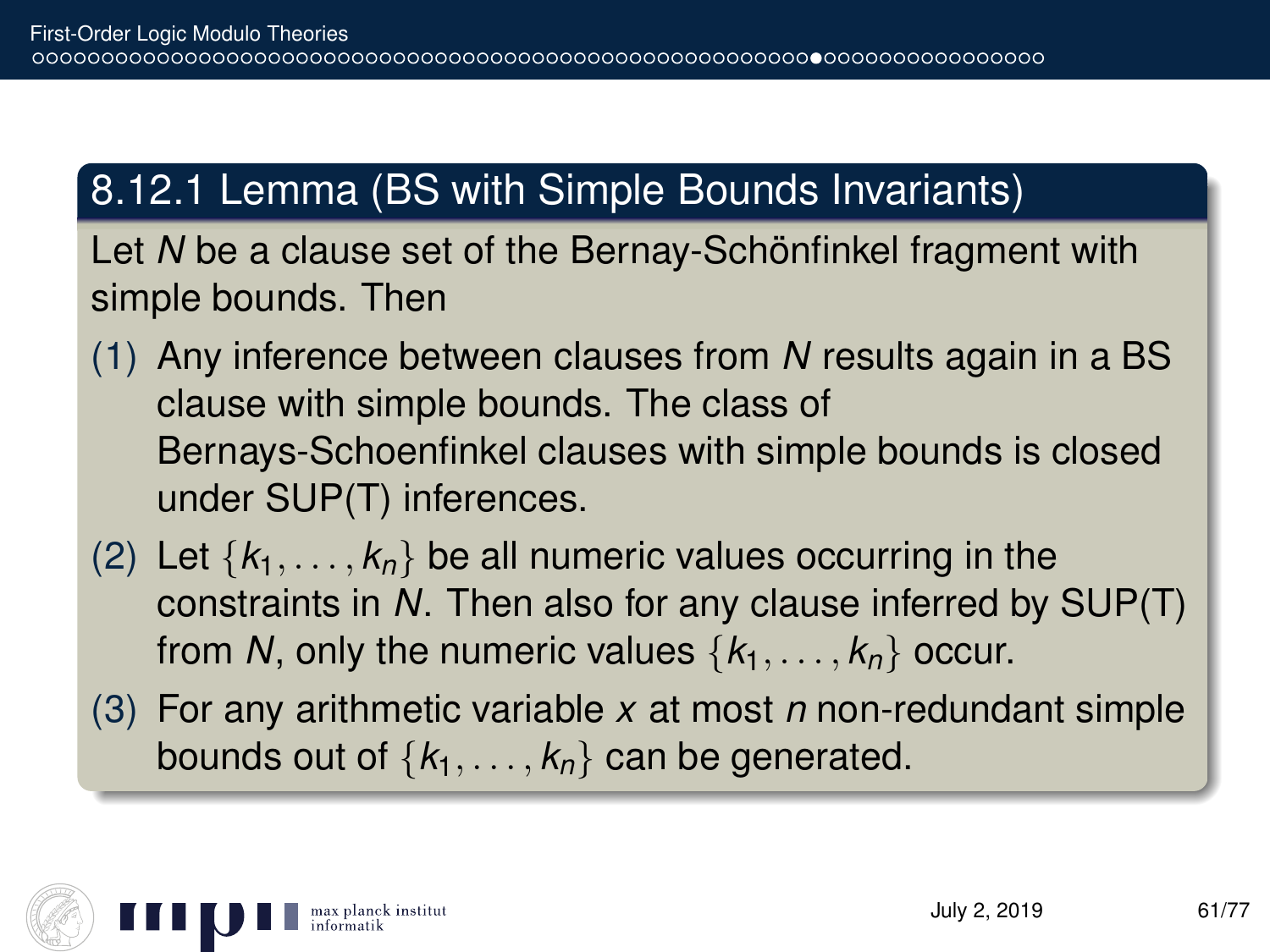## 8.12.1 Lemma (BS with Simple Bounds Invariants)

Let $N$ be a clause set of the Bernay-Schönfinkel fragment with simple bounds. Then

(1) Any inference between clauses from $N$ results again in a BS clause with simple bounds. The class of Bernays-Schoenfinkel clauses with simple bounds is closed under SUP(T) inferences.

(2) Let $\{k_1, \ldots, k_n\}$ be all numeric values occurring in the constraints in $N$. Then also for any clause inferred by SUP(T) from $N$, only the numeric values $\{k_1, \ldots, k_n\}$ occur.

(3) For any arithmetic variable $x$ at most $n$ non-redundant simple bounds out of $\{k_1, \ldots, k_n\}$ can be generated.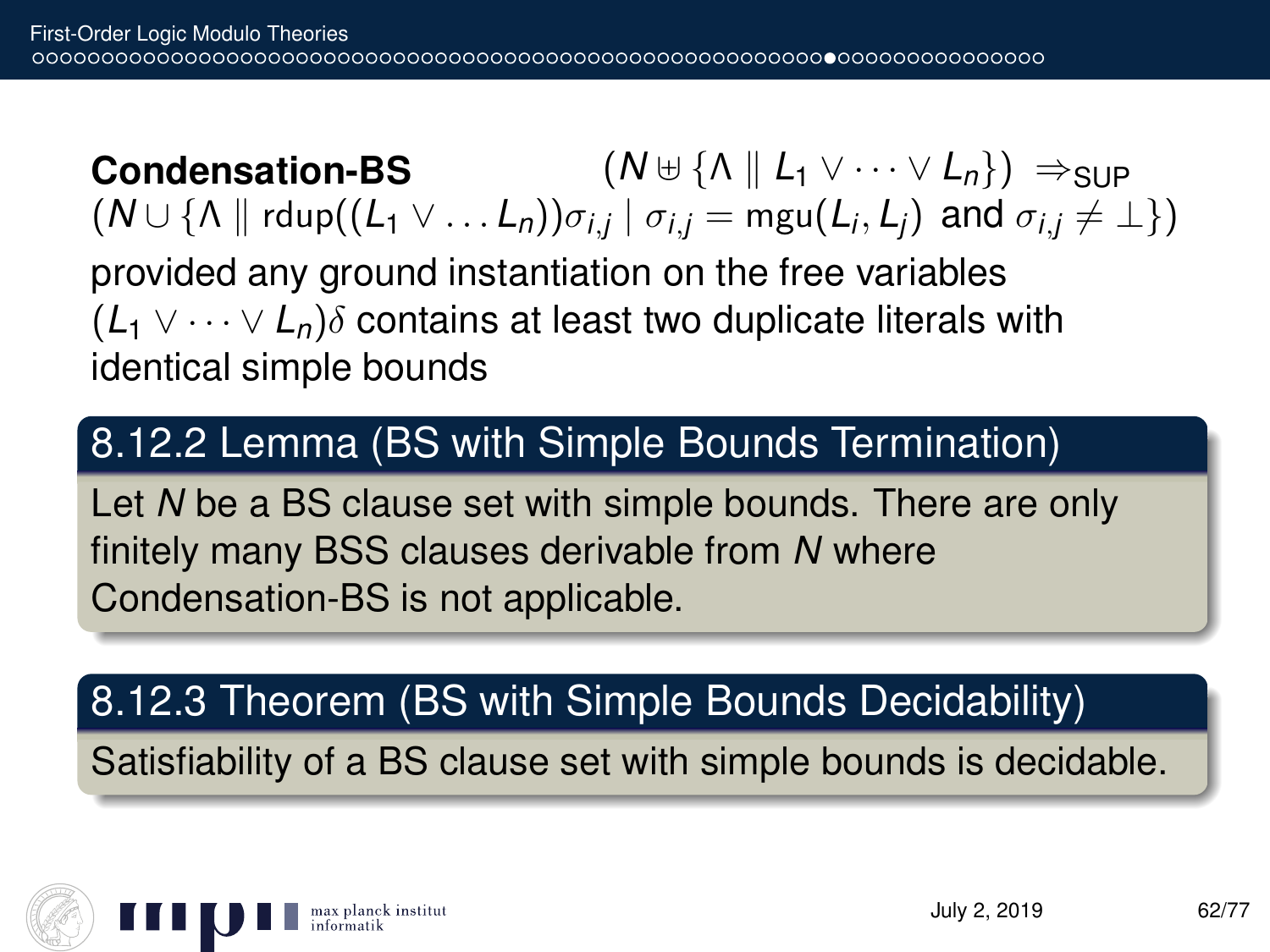**Condensation-BS** $\quad (N \uplus \{\Lambda \parallel L_1 \vee \cdots \vee L_n\}) \;\Rightarrow_{\text{SUP}}$
$(N \cup \{\Lambda \parallel \text{rdup}((L_1 \vee \ldots L_n))\sigma_{i,j} \mid \sigma_{i,j} = \text{mgu}(L_i, L_j) \text{ and } \sigma_{i,j} \neq \bot\})$

provided any ground instantiation on the free variables $(L_1 \vee \cdots \vee L_n)\delta$ contains at least two duplicate literals with identical simple bounds

### 8.12.2 Lemma (BS with Simple Bounds Termination)

Let $N$ be a BS clause set with simple bounds. There are only finitely many BSS clauses derivable from $N$ where Condensation-BS is not applicable.

### 8.12.3 Theorem (BS with Simple Bounds Decidability)

Satisfiability of a BS clause set with simple bounds is decidable.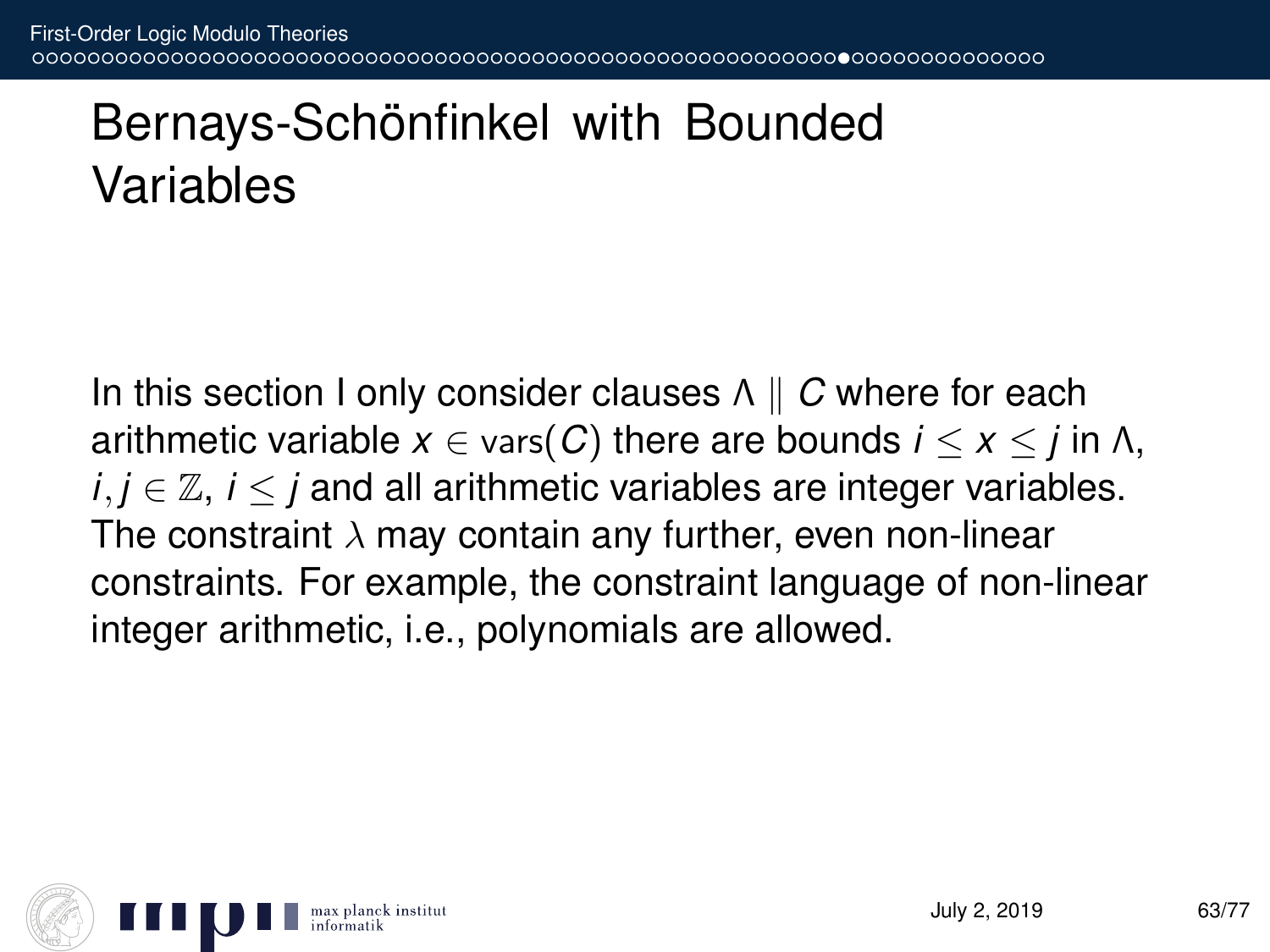# Bernays-Schönfinkel with Bounded Variables

In this section I only consider clauses $\Lambda \parallel C$ where for each arithmetic variable $x \in \text{vars}(C)$ there are bounds $i \leq x \leq j$ in $\Lambda$, $i, j \in \mathbb{Z}$, $i \leq j$ and all arithmetic variables are integer variables. The constraint $\lambda$ may contain any further, even non-linear constraints. For example, the constraint language of non-linear integer arithmetic, i.e., polynomials are allowed.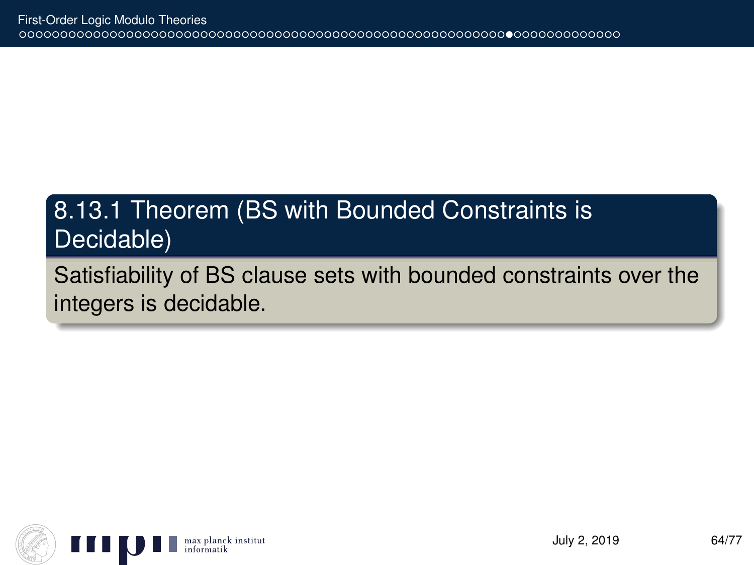**8.13.1 Theorem (BS with Bounded Constraints is Decidable)**

Satisfiability of BS clause sets with bounded constraints over the integers is decidable.